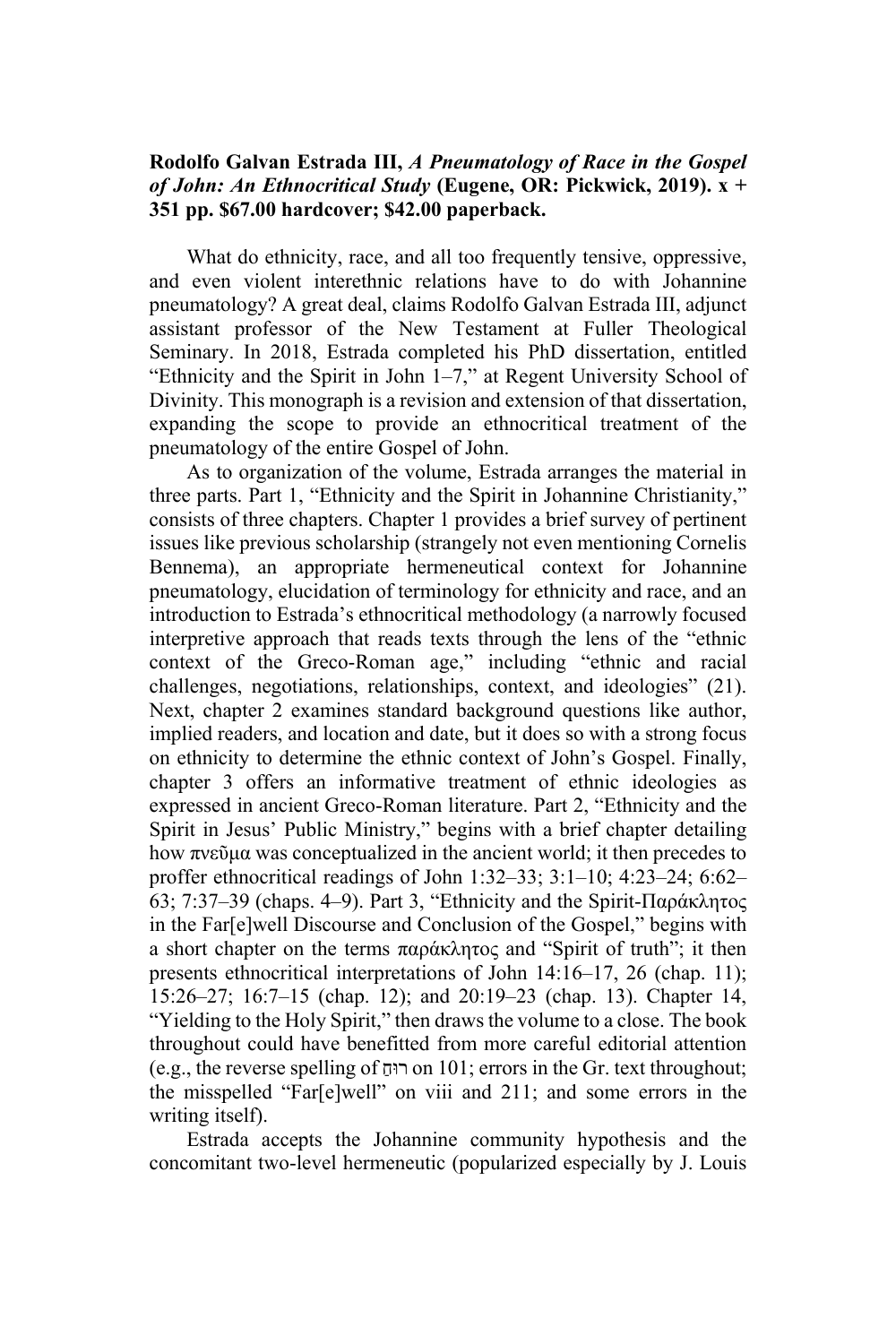**Rodolfo Galvan Estrada III, *A Pneumatology of Race in the Gospel of John: An Ethnocritical Study* (Eugene, OR: Pickwick, 2019). x + 351 pp. $67.00 hardcover; $42.00 paperback.**

What do ethnicity, race, and all too frequently tensive, oppressive, and even violent interethnic relations have to do with Johannine pneumatology? A great deal, claims Rodolfo Galvan Estrada III, adjunct assistant professor of the New Testament at Fuller Theological Seminary. In 2018, Estrada completed his PhD dissertation, entitled "Ethnicity and the Spirit in John 1–7," at Regent University School of Divinity. This monograph is a revision and extension of that dissertation, expanding the scope to provide an ethnocritical treatment of the pneumatology of the entire Gospel of John.

As to organization of the volume, Estrada arranges the material in three parts. Part 1, "Ethnicity and the Spirit in Johannine Christianity," consists of three chapters. Chapter 1 provides a brief survey of pertinent issues like previous scholarship (strangely not even mentioning Cornelis Bennema), an appropriate hermeneutical context for Johannine pneumatology, elucidation of terminology for ethnicity and race, and an introduction to Estrada's ethnocritical methodology (a narrowly focused interpretive approach that reads texts through the lens of the "ethnic context of the Greco-Roman age," including "ethnic and racial challenges, negotiations, relationships, context, and ideologies" (21). Next, chapter 2 examines standard background questions like author, implied readers, and location and date, but it does so with a strong focus on ethnicity to determine the ethnic context of John's Gospel. Finally, chapter 3 offers an informative treatment of ethnic ideologies as expressed in ancient Greco-Roman literature. Part 2, "Ethnicity and the Spirit in Jesus' Public Ministry," begins with a brief chapter detailing how πνεῦμα was conceptualized in the ancient world; it then precedes to proffer ethnocritical readings of John 1:32–33; 3:1–10; 4:23–24; 6:62–63; 7:37–39 (chaps. 4–9). Part 3, "Ethnicity and the Spirit-Παράκλητος in the Far[e]well Discourse and Conclusion of the Gospel," begins with a short chapter on the terms παράκλητος and "Spirit of truth"; it then presents ethnocritical interpretations of John 14:16–17, 26 (chap. 11); 15:26–27; 16:7–15 (chap. 12); and 20:19–23 (chap. 13). Chapter 14, "Yielding to the Holy Spirit," then draws the volume to a close. The book throughout could have benefitted from more careful editorial attention (e.g., the reverse spelling of רוּחַ on 101; errors in the Gr. text throughout; the misspelled "Far[e]well" on viii and 211; and some errors in the writing itself).

Estrada accepts the Johannine community hypothesis and the concomitant two-level hermeneutic (popularized especially by J. Louis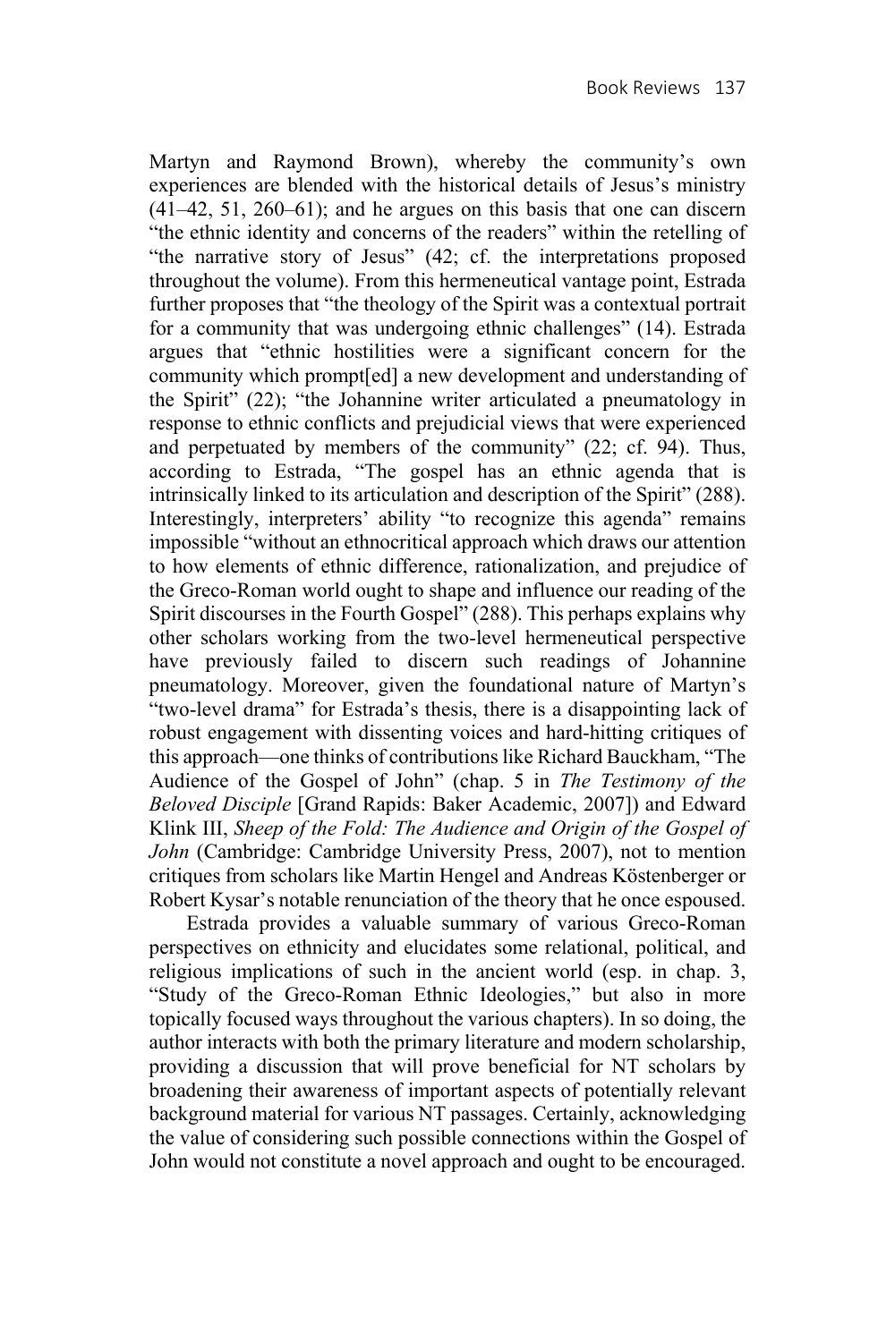Martyn and Raymond Brown), whereby the community's own experiences are blended with the historical details of Jesus's ministry (41–42, 51, 260–61); and he argues on this basis that one can discern "the ethnic identity and concerns of the readers" within the retelling of "the narrative story of Jesus" (42; cf. the interpretations proposed throughout the volume). From this hermeneutical vantage point, Estrada further proposes that "the theology of the Spirit was a contextual portrait for a community that was undergoing ethnic challenges" (14). Estrada argues that "ethnic hostilities were a significant concern for the community which prompt[ed] a new development and understanding of the Spirit" (22); "the Johannine writer articulated a pneumatology in response to ethnic conflicts and prejudicial views that were experienced and perpetuated by members of the community" (22; cf. 94). Thus, according to Estrada, "The gospel has an ethnic agenda that is intrinsically linked to its articulation and description of the Spirit" (288). Interestingly, interpreters' ability "to recognize this agenda" remains impossible "without an ethnocritical approach which draws our attention to how elements of ethnic difference, rationalization, and prejudice of the Greco-Roman world ought to shape and influence our reading of the Spirit discourses in the Fourth Gospel" (288). This perhaps explains why other scholars working from the two-level hermeneutical perspective have previously failed to discern such readings of Johannine pneumatology. Moreover, given the foundational nature of Martyn's "two-level drama" for Estrada's thesis, there is a disappointing lack of robust engagement with dissenting voices and hard-hitting critiques of this approach—one thinks of contributions like Richard Bauckham, "The Audience of the Gospel of John" (chap. 5 in *The Testimony of the Beloved Disciple* [Grand Rapids: Baker Academic, 2007]) and Edward Klink III, *Sheep of the Fold: The Audience and Origin of the Gospel of John* (Cambridge: Cambridge University Press, 2007), not to mention critiques from scholars like Martin Hengel and Andreas Köstenberger or Robert Kysar's notable renunciation of the theory that he once espoused.

Estrada provides a valuable summary of various Greco-Roman perspectives on ethnicity and elucidates some relational, political, and religious implications of such in the ancient world (esp. in chap. 3, "Study of the Greco-Roman Ethnic Ideologies," but also in more topically focused ways throughout the various chapters). In so doing, the author interacts with both the primary literature and modern scholarship, providing a discussion that will prove beneficial for NT scholars by broadening their awareness of important aspects of potentially relevant background material for various NT passages. Certainly, acknowledging the value of considering such possible connections within the Gospel of John would not constitute a novel approach and ought to be encouraged.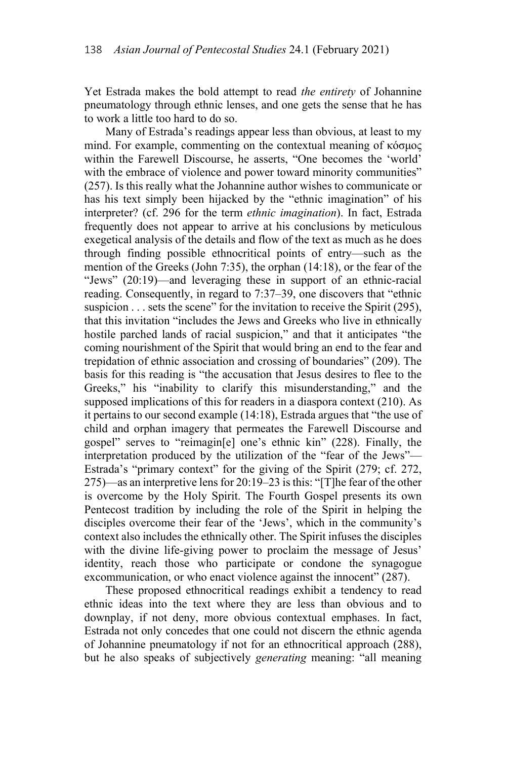Yet Estrada makes the bold attempt to read *the entirety* of Johannine pneumatology through ethnic lenses, and one gets the sense that he has to work a little too hard to do so.

Many of Estrada's readings appear less than obvious, at least to my mind. For example, commenting on the contextual meaning of κόσμος within the Farewell Discourse, he asserts, "One becomes the 'world' with the embrace of violence and power toward minority communities" (257). Is this really what the Johannine author wishes to communicate or has his text simply been hijacked by the "ethnic imagination" of his interpreter? (cf. 296 for the term *ethnic imagination*). In fact, Estrada frequently does not appear to arrive at his conclusions by meticulous exegetical analysis of the details and flow of the text as much as he does through finding possible ethnocritical points of entry—such as the mention of the Greeks (John 7:35), the orphan (14:18), or the fear of the "Jews" (20:19)—and leveraging these in support of an ethnic-racial reading. Consequently, in regard to 7:37–39, one discovers that "ethnic suspicion . . . sets the scene" for the invitation to receive the Spirit (295), that this invitation "includes the Jews and Greeks who live in ethnically hostile parched lands of racial suspicion," and that it anticipates "the coming nourishment of the Spirit that would bring an end to the fear and trepidation of ethnic association and crossing of boundaries" (209). The basis for this reading is "the accusation that Jesus desires to flee to the Greeks," his "inability to clarify this misunderstanding," and the supposed implications of this for readers in a diaspora context (210). As it pertains to our second example (14:18), Estrada argues that "the use of child and orphan imagery that permeates the Farewell Discourse and gospel" serves to "reimagin[e] one's ethnic kin" (228). Finally, the interpretation produced by the utilization of the "fear of the Jews"—Estrada's "primary context" for the giving of the Spirit (279; cf. 272, 275)—as an interpretive lens for 20:19–23 is this: "[T]he fear of the other is overcome by the Holy Spirit. The Fourth Gospel presents its own Pentecost tradition by including the role of the Spirit in helping the disciples overcome their fear of the 'Jews', which in the community's context also includes the ethnically other. The Spirit infuses the disciples with the divine life-giving power to proclaim the message of Jesus' identity, reach those who participate or condone the synagogue excommunication, or who enact violence against the innocent" (287).

These proposed ethnocritical readings exhibit a tendency to read ethnic ideas into the text where they are less than obvious and to downplay, if not deny, more obvious contextual emphases. In fact, Estrada not only concedes that one could not discern the ethnic agenda of Johannine pneumatology if not for an ethnocritical approach (288), but he also speaks of subjectively *generating* meaning: "all meaning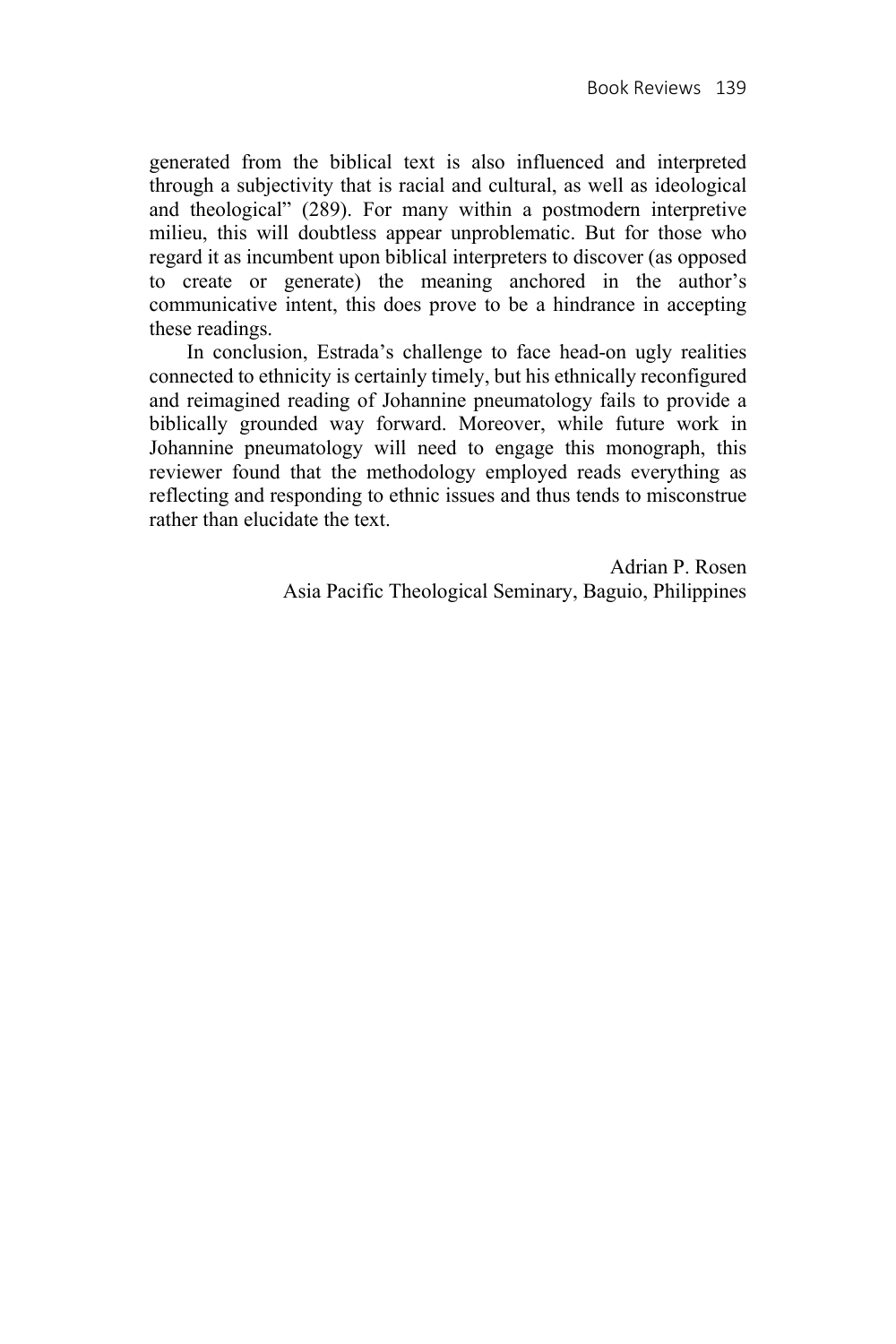generated from the biblical text is also influenced and interpreted through a subjectivity that is racial and cultural, as well as ideological and theological" (289). For many within a postmodern interpretive milieu, this will doubtless appear unproblematic. But for those who regard it as incumbent upon biblical interpreters to discover (as opposed to create or generate) the meaning anchored in the author's communicative intent, this does prove to be a hindrance in accepting these readings.

In conclusion, Estrada's challenge to face head-on ugly realities connected to ethnicity is certainly timely, but his ethnically reconfigured and reimagined reading of Johannine pneumatology fails to provide a biblically grounded way forward. Moreover, while future work in Johannine pneumatology will need to engage this monograph, this reviewer found that the methodology employed reads everything as reflecting and responding to ethnic issues and thus tends to misconstrue rather than elucidate the text.

Adrian P. Rosen
Asia Pacific Theological Seminary, Baguio, Philippines